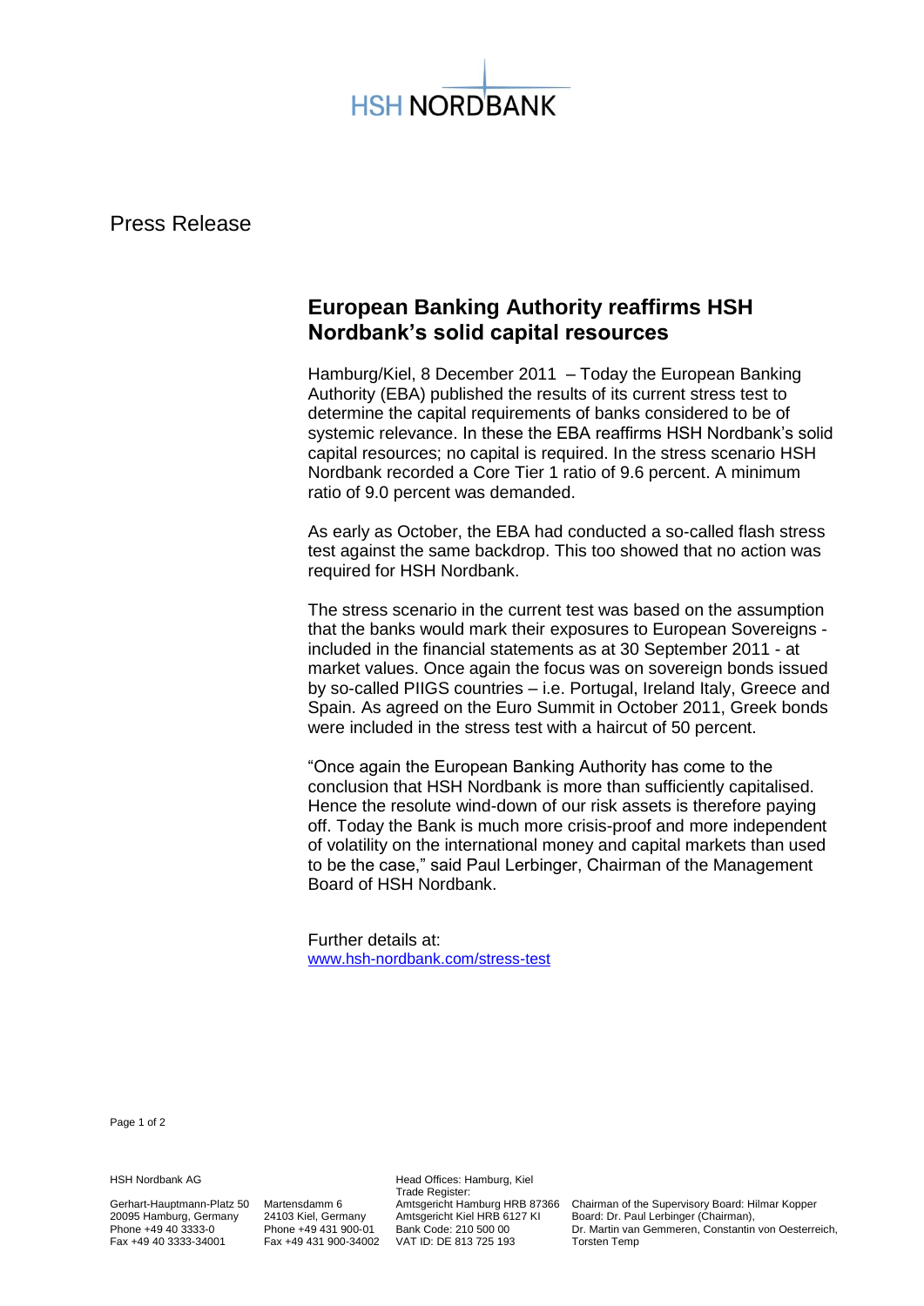HSH NORDBANK

Press Release

# European Banking Authority reaffirms HSH Nordbank's solid capital resources

Hamburg/Kiel, 8 December 2011 – Today the European Banking Authority (EBA) published the results of its current stress test to determine the capital requirements of banks considered to be of systemic relevance. In these the EBA reaffirms HSH Nordbank's solid capital resources; no capital is required. In the stress scenario HSH Nordbank recorded a Core Tier 1 ratio of 9.6 percent. A minimum ratio of 9.0 percent was demanded.

As early as October, the EBA had conducted a so-called flash stress test against the same backdrop. This too showed that no action was required for HSH Nordbank.

The stress scenario in the current test was based on the assumption that the banks would mark their exposures to European Sovereigns - included in the financial statements as at 30 September 2011 - at market values. Once again the focus was on sovereign bonds issued by so-called PIIGS countries – i.e. Portugal, Ireland Italy, Greece and Spain. As agreed on the Euro Summit in October 2011, Greek bonds were included in the stress test with a haircut of 50 percent.

"Once again the European Banking Authority has come to the conclusion that HSH Nordbank is more than sufficiently capitalised. Hence the resolute wind-down of our risk assets is therefore paying off. Today the Bank is much more crisis-proof and more independent of volatility on the international money and capital markets than used to be the case," said Paul Lerbinger, Chairman of the Management Board of HSH Nordbank.

Further details at:
www.hsh-nordbank.com/stress-test

HSH Nordbank AG

Gerhart-Hauptmann-Platz 50
20095 Hamburg, Germany
Phone +49 40 3333-0
Fax +49 40 3333-34001

Martensdamm 6
24103 Kiel, Germany
Phone +49 431 900-01
Fax +49 431 900-34002

Head Offices: Hamburg, Kiel
Trade Register:
Amtsgericht Hamburg HRB 87366
Amtsgericht Kiel HRB 6127 KI
Bank Code: 210 500 00
VAT ID: DE 813 725 193

Chairman of the Supervisory Board: Hilmar Kopper
Board: Dr. Paul Lerbinger (Chairman),
Dr. Martin van Gemmeren, Constantin von Oesterreich,
Torsten Temp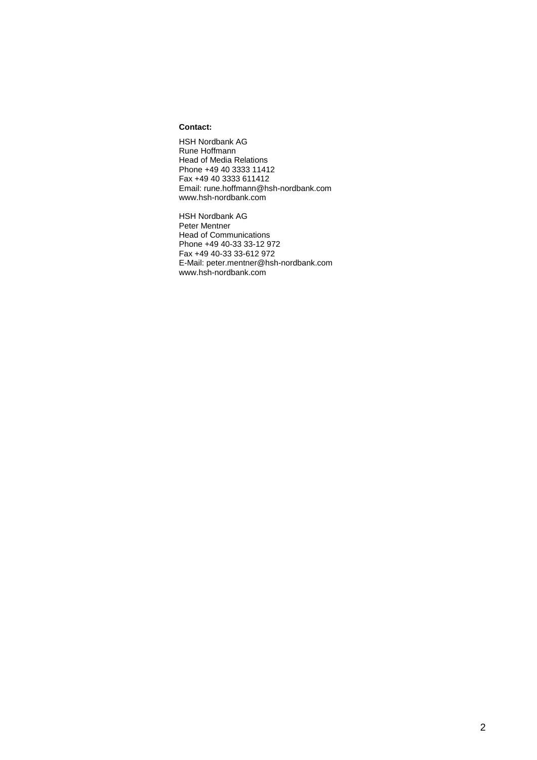**Contact:**

HSH Nordbank AG  
Rune Hoffmann  
Head of Media Relations  
Phone +49 40 3333 11412  
Fax +49 40 3333 611412  
Email: rune.hoffmann@hsh-nordbank.com  
www.hsh-nordbank.com

HSH Nordbank AG  
Peter Mentner  
Head of Communications  
Phone +49 40-33 33-12 972  
Fax +49 40-33 33-612 972  
E-Mail: peter.mentner@hsh-nordbank.com  
www.hsh-nordbank.com